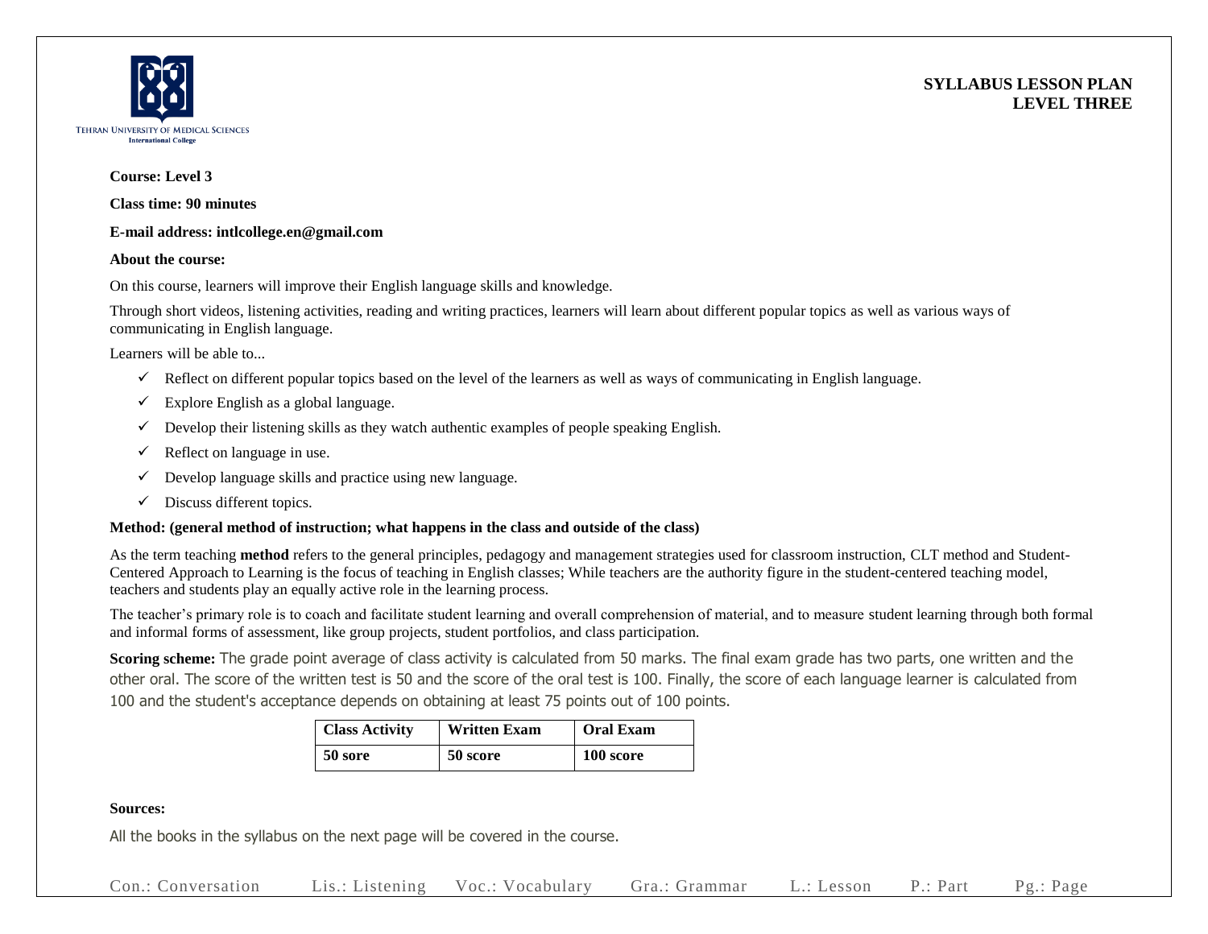TEHRAN UNIVERSITY OF MEDICAL SCIENCES
International College

**SYLLABUS LESSON PLAN**
**LEVEL THREE**

**Course: Level 3**

**Class time: 90 minutes**

**E-mail address: intlcollege.en@gmail.com**

**About the course:**

On this course, learners will improve their English language skills and knowledge.

Through short videos, listening activities, reading and writing practices, learners will learn about different popular topics as well as various ways of communicating in English language.

Learners will be able to...

- ✓ Reflect on different popular topics based on the level of the learners as well as ways of communicating in English language.
- ✓ Explore English as a global language.
- ✓ Develop their listening skills as they watch authentic examples of people speaking English.
- ✓ Reflect on language in use.
- ✓ Develop language skills and practice using new language.
- ✓ Discuss different topics.

**Method: (general method of instruction; what happens in the class and outside of the class)**

As the term teaching **method** refers to the general principles, pedagogy and management strategies used for classroom instruction, CLT method and Student-Centered Approach to Learning is the focus of teaching in English classes; While teachers are the authority figure in the student-centered teaching model, teachers and students play an equally active role in the learning process.

The teacher's primary role is to coach and facilitate student learning and overall comprehension of material, and to measure student learning through both formal and informal forms of assessment, like group projects, student portfolios, and class participation.

**Scoring scheme:** The grade point average of class activity is calculated from 50 marks. The final exam grade has two parts, one written and the other oral. The score of the written test is 50 and the score of the oral test is 100. Finally, the score of each language learner is calculated from 100 and the student's acceptance depends on obtaining at least 75 points out of 100 points.

| Class Activity | Written Exam | Oral Exam |
|---|---|---|
| 50 sore | 50 score | 100 score |

**Sources:**

All the books in the syllabus on the next page will be covered in the course.

Con.: Conversation    Lis.: Listening    Voc.: Vocabulary    Gra.: Grammar    L.: Lesson    P.: Part    Pg.: Page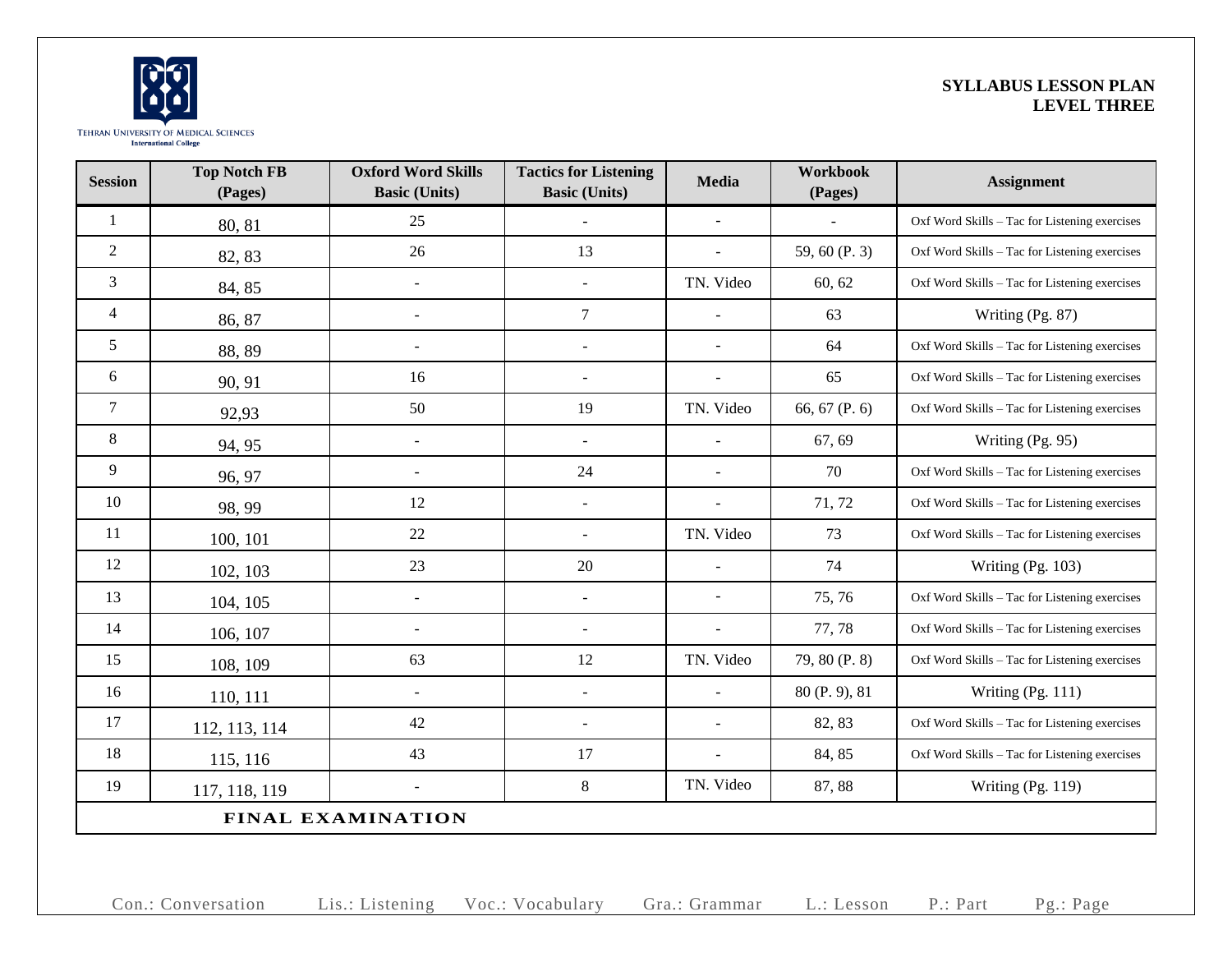TEHRAN UNIVERSITY OF MEDICAL SCIENCES
International College

**SYLLABUS LESSON PLAN**
**LEVEL THREE**

| Session | Top Notch FB (Pages) | Oxford Word Skills Basic (Units) | Tactics for Listening Basic (Units) | Media | Workbook (Pages) | Assignment |
|---|---|---|---|---|---|---|
| 1 | 80, 81 | 25 | - | - | - | Oxf Word Skills – Tac for Listening exercises |
| 2 | 82, 83 | 26 | 13 | - | 59, 60 (P. 3) | Oxf Word Skills – Tac for Listening exercises |
| 3 | 84, 85 | - | - | TN. Video | 60, 62 | Oxf Word Skills – Tac for Listening exercises |
| 4 | 86, 87 | - | 7 | - | 63 | Writing (Pg. 87) |
| 5 | 88, 89 | - | - | - | 64 | Oxf Word Skills – Tac for Listening exercises |
| 6 | 90, 91 | 16 | - | - | 65 | Oxf Word Skills – Tac for Listening exercises |
| 7 | 92,93 | 50 | 19 | TN. Video | 66, 67 (P. 6) | Oxf Word Skills – Tac for Listening exercises |
| 8 | 94, 95 | - | - | - | 67, 69 | Writing (Pg. 95) |
| 9 | 96, 97 | - | 24 | - | 70 | Oxf Word Skills – Tac for Listening exercises |
| 10 | 98, 99 | 12 | - | - | 71, 72 | Oxf Word Skills – Tac for Listening exercises |
| 11 | 100, 101 | 22 | - | TN. Video | 73 | Oxf Word Skills – Tac for Listening exercises |
| 12 | 102, 103 | 23 | 20 | - | 74 | Writing (Pg. 103) |
| 13 | 104, 105 | - | - | - | 75, 76 | Oxf Word Skills – Tac for Listening exercises |
| 14 | 106, 107 | - | - | - | 77, 78 | Oxf Word Skills – Tac for Listening exercises |
| 15 | 108, 109 | 63 | 12 | TN. Video | 79, 80 (P. 8) | Oxf Word Skills – Tac for Listening exercises |
| 16 | 110, 111 | - | - | - | 80 (P. 9), 81 | Writing (Pg. 111) |
| 17 | 112, 113, 114 | 42 | - | - | 82, 83 | Oxf Word Skills – Tac for Listening exercises |
| 18 | 115, 116 | 43 | 17 | - | 84, 85 | Oxf Word Skills – Tac for Listening exercises |
| 19 | 117, 118, 119 | - | 8 | TN. Video | 87, 88 | Writing (Pg. 119) |
| **FINAL EXAMINATION** | | | | | | |

Con.: Conversation Lis.: Listening Voc.: Vocabulary Gra.: Grammar L.: Lesson P.: Part Pg.: Page